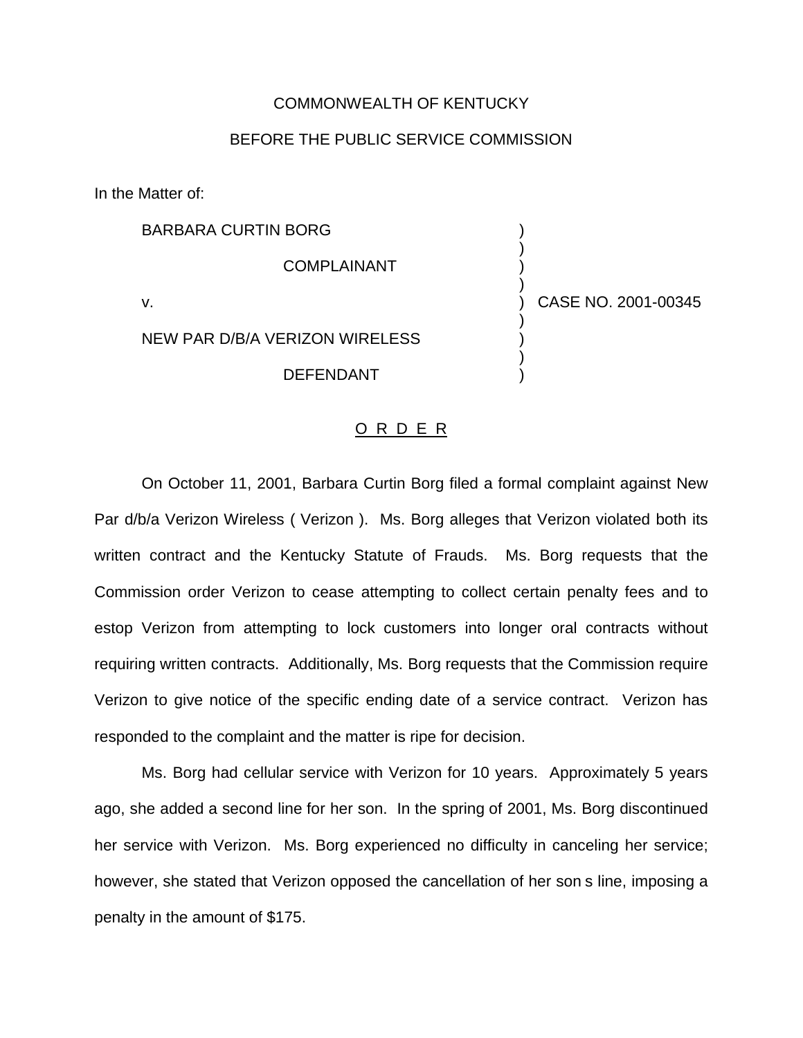COMMONWEALTH OF KENTUCKY

BEFORE THE PUBLIC SERVICE COMMISSION

In the Matter of:

BARBARA CURTIN BORG

COMPLAINANT

v.

NEW PAR D/B/A VERIZON WIRELESS

DEFENDANT

) CASE NO. 2001-00345

O R D E R

On October 11, 2001, Barbara Curtin Borg filed a formal complaint against New Par d/b/a Verizon Wireless ( Verizon ). Ms. Borg alleges that Verizon violated both its written contract and the Kentucky Statute of Frauds. Ms. Borg requests that the Commission order Verizon to cease attempting to collect certain penalty fees and to estop Verizon from attempting to lock customers into longer oral contracts without requiring written contracts. Additionally, Ms. Borg requests that the Commission require Verizon to give notice of the specific ending date of a service contract. Verizon has responded to the complaint and the matter is ripe for decision.

Ms. Borg had cellular service with Verizon for 10 years. Approximately 5 years ago, she added a second line for her son. In the spring of 2001, Ms. Borg discontinued her service with Verizon. Ms. Borg experienced no difficulty in canceling her service; however, she stated that Verizon opposed the cancellation of her son s line, imposing a penalty in the amount of $175.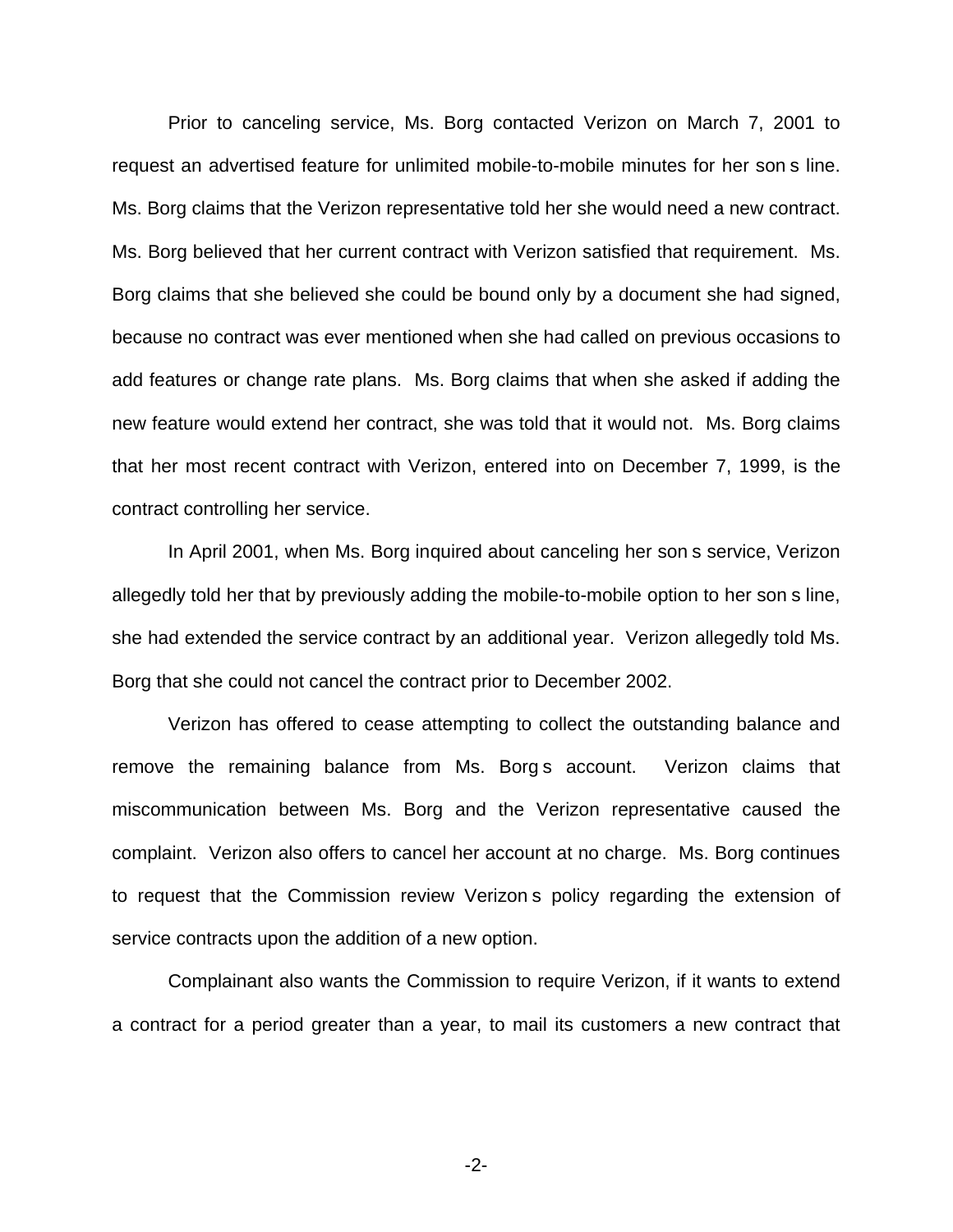Prior to canceling service, Ms. Borg contacted Verizon on March 7, 2001 to request an advertised feature for unlimited mobile-to-mobile minutes for her son s line. Ms. Borg claims that the Verizon representative told her she would need a new contract. Ms. Borg believed that her current contract with Verizon satisfied that requirement. Ms. Borg claims that she believed she could be bound only by a document she had signed, because no contract was ever mentioned when she had called on previous occasions to add features or change rate plans. Ms. Borg claims that when she asked if adding the new feature would extend her contract, she was told that it would not. Ms. Borg claims that her most recent contract with Verizon, entered into on December 7, 1999, is the contract controlling her service.

In April 2001, when Ms. Borg inquired about canceling her son s service, Verizon allegedly told her that by previously adding the mobile-to-mobile option to her son s line, she had extended the service contract by an additional year. Verizon allegedly told Ms. Borg that she could not cancel the contract prior to December 2002.

Verizon has offered to cease attempting to collect the outstanding balance and remove the remaining balance from Ms. Borg s account. Verizon claims that miscommunication between Ms. Borg and the Verizon representative caused the complaint. Verizon also offers to cancel her account at no charge. Ms. Borg continues to request that the Commission review Verizon s policy regarding the extension of service contracts upon the addition of a new option.

Complainant also wants the Commission to require Verizon, if it wants to extend a contract for a period greater than a year, to mail its customers a new contract that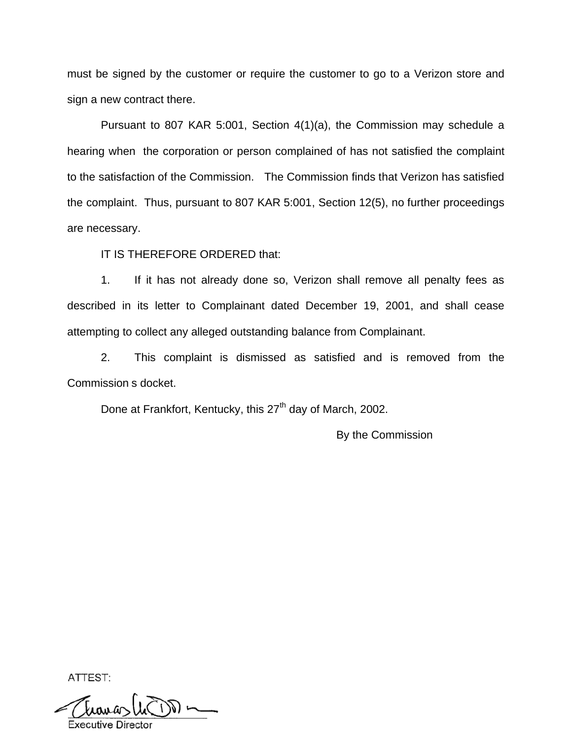must be signed by the customer or require the customer to go to a Verizon store and sign a new contract there.

Pursuant to 807 KAR 5:001, Section 4(1)(a), the Commission may schedule a hearing when the corporation or person complained of has not satisfied the complaint to the satisfaction of the Commission. The Commission finds that Verizon has satisfied the complaint. Thus, pursuant to 807 KAR 5:001, Section 12(5), no further proceedings are necessary.

IT IS THEREFORE ORDERED that:

1. If it has not already done so, Verizon shall remove all penalty fees as described in its letter to Complainant dated December 19, 2001, and shall cease attempting to collect any alleged outstanding balance from Complainant.

2. This complaint is dismissed as satisfied and is removed from the Commission s docket.

Done at Frankfort, Kentucky, this 27th day of March, 2002.

By the Commission

ATTEST:

Executive Director